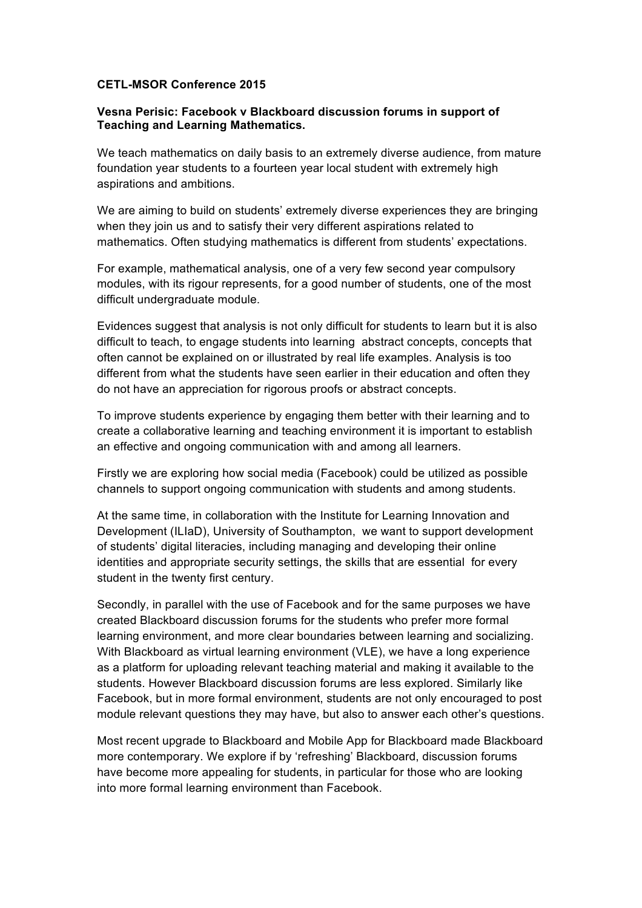**CETL-MSOR Conference 2015**

**Vesna Perisic: Facebook v Blackboard discussion forums in support of Teaching and Learning Mathematics.**

We teach mathematics on daily basis to an extremely diverse audience, from mature foundation year students to a fourteen year local student with extremely high aspirations and ambitions.

We are aiming to build on students' extremely diverse experiences they are bringing when they join us and to satisfy their very different aspirations related to mathematics. Often studying mathematics is different from students' expectations.

For example, mathematical analysis, one of a very few second year compulsory modules, with its rigour represents, for a good number of students, one of the most difficult undergraduate module.

Evidences suggest that analysis is not only difficult for students to learn but it is also difficult to teach, to engage students into learning abstract concepts, concepts that often cannot be explained on or illustrated by real life examples. Analysis is too different from what the students have seen earlier in their education and often they do not have an appreciation for rigorous proofs or abstract concepts.

To improve students experience by engaging them better with their learning and to create a collaborative learning and teaching environment it is important to establish an effective and ongoing communication with and among all learners.

Firstly we are exploring how social media (Facebook) could be utilized as possible channels to support ongoing communication with students and among students.

At the same time, in collaboration with the Institute for Learning Innovation and Development (ILIaD), University of Southampton, we want to support development of students' digital literacies, including managing and developing their online identities and appropriate security settings, the skills that are essential for every student in the twenty first century.

Secondly, in parallel with the use of Facebook and for the same purposes we have created Blackboard discussion forums for the students who prefer more formal learning environment, and more clear boundaries between learning and socializing. With Blackboard as virtual learning environment (VLE), we have a long experience as a platform for uploading relevant teaching material and making it available to the students. However Blackboard discussion forums are less explored. Similarly like Facebook, but in more formal environment, students are not only encouraged to post module relevant questions they may have, but also to answer each other's questions.

Most recent upgrade to Blackboard and Mobile App for Blackboard made Blackboard more contemporary. We explore if by 'refreshing' Blackboard, discussion forums have become more appealing for students, in particular for those who are looking into more formal learning environment than Facebook.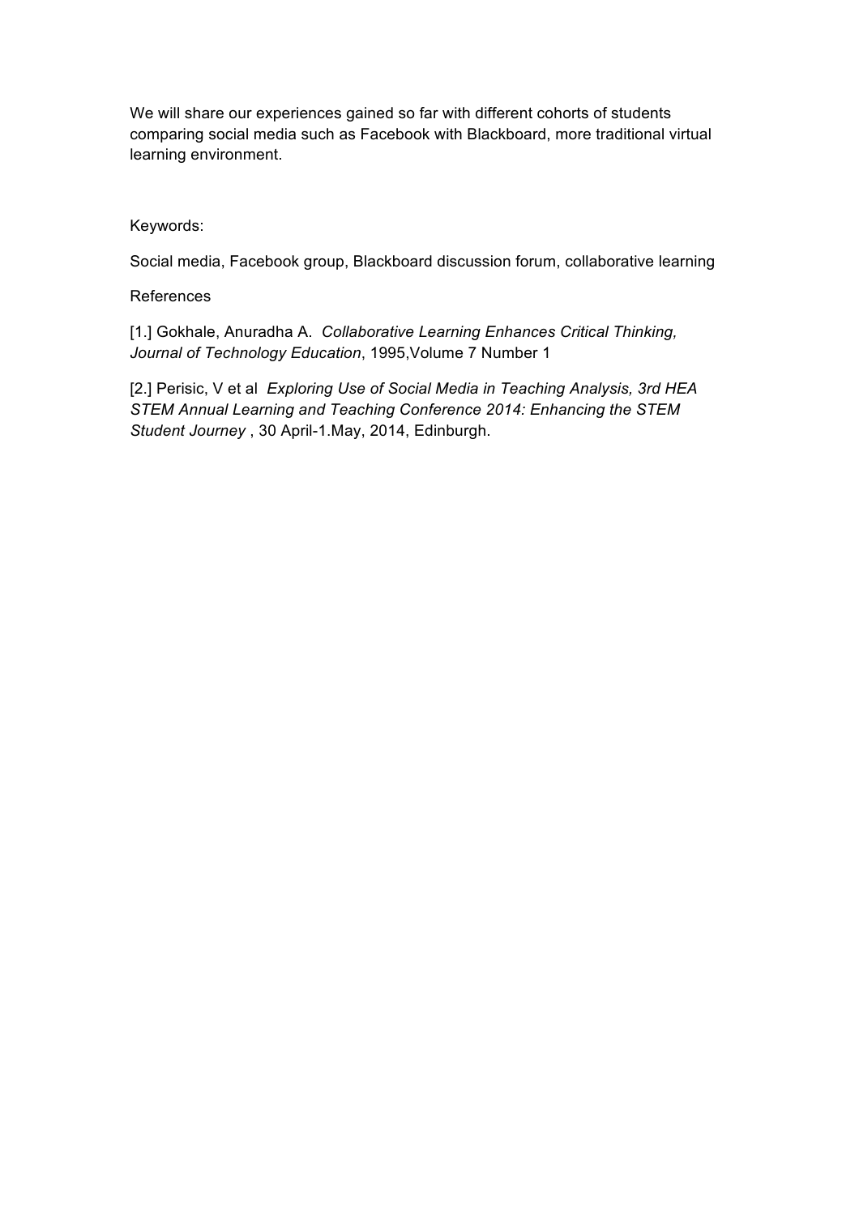We will share our experiences gained so far with different cohorts of students comparing social media such as Facebook with Blackboard, more traditional virtual learning environment.

Keywords:

Social media, Facebook group, Blackboard discussion forum, collaborative learning

References

[1.] Gokhale, Anuradha A. *Collaborative Learning Enhances Critical Thinking, Journal of Technology Education*, 1995,Volume 7 Number 1

[2.] Perisic, V et al *Exploring Use of Social Media in Teaching Analysis, 3rd HEA STEM Annual Learning and Teaching Conference 2014: Enhancing the STEM Student Journey* , 30 April-1.May, 2014, Edinburgh.